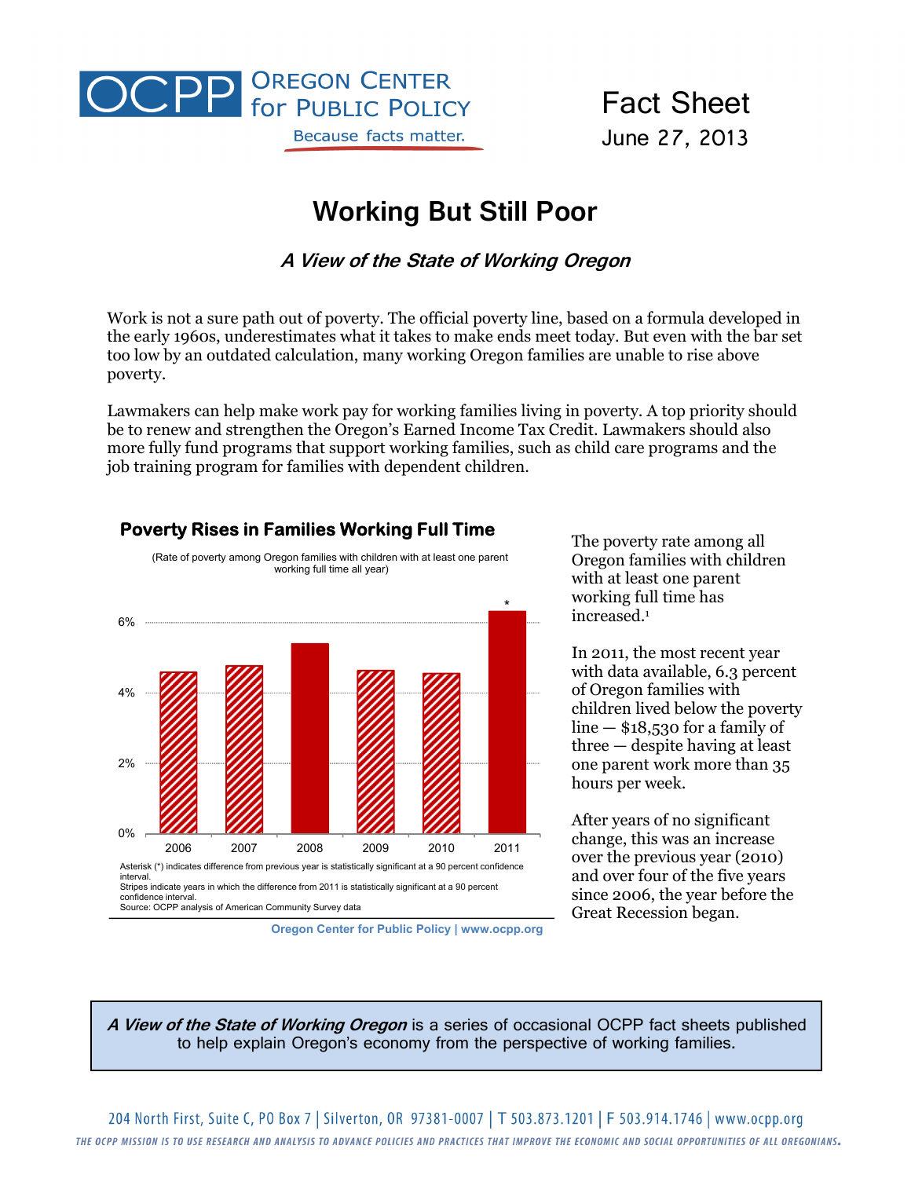OCPP OREGON CENTER for PUBLIC POLICY
Because facts matter.

Fact Sheet
June 27, 2013

# Working But Still Poor

### *A View of the State of Working Oregon*

Work is not a sure path out of poverty. The official poverty line, based on a formula developed in the early 1960s, underestimates what it takes to make ends meet today. But even with the bar set too low by an outdated calculation, many working Oregon families are unable to rise above poverty.

Lawmakers can help make work pay for working families living in poverty. A top priority should be to renew and strengthen the Oregon's Earned Income Tax Credit. Lawmakers should also more fully fund programs that support working families, such as child care programs and the job training program for families with dependent children.

**Poverty Rises in Families Working Full Time**

(Rate of poverty among Oregon families with children with at least one parent working full time all year)

| Year | Rate |
|---|---|
| 2006 | ~4.6% |
| 2007 | ~4.8% |
| 2008 | ~5.4% |
| 2009 | ~4.7% |
| 2010 | ~4.6% |
| 2011* | 6.3% |

Asterisk (*) indicates difference from previous year is statistically significant at a 90 percent confidence interval.
Stripes indicate years in which the difference from 2011 is statistically significant at a 90 percent confidence interval.
Source: OCPP analysis of American Community Survey data

Oregon Center for Public Policy | www.ocpp.org

The poverty rate among all Oregon families with children with at least one parent working full time has increased.[1]

In 2011, the most recent year with data available, 6.3 percent of Oregon families with children lived below the poverty line — $18,530 for a family of three — despite having at least one parent work more than 35 hours per week.

After years of no significant change, this was an increase over the previous year (2010) and over four of the five years since 2006, the year before the Great Recession began.

*A View of the State of Working Oregon* is a series of occasional OCPP fact sheets published to help explain Oregon's economy from the perspective of working families.

204 North First, Suite C, PO Box 7 | Silverton, OR 97381-0007 | T 503.873.1201 | F 503.914.1746 | www.ocpp.org

THE OCPP MISSION IS TO USE RESEARCH AND ANALYSIS TO ADVANCE POLICIES AND PRACTICES THAT IMPROVE THE ECONOMIC AND SOCIAL OPPORTUNITIES OF ALL OREGONIANS.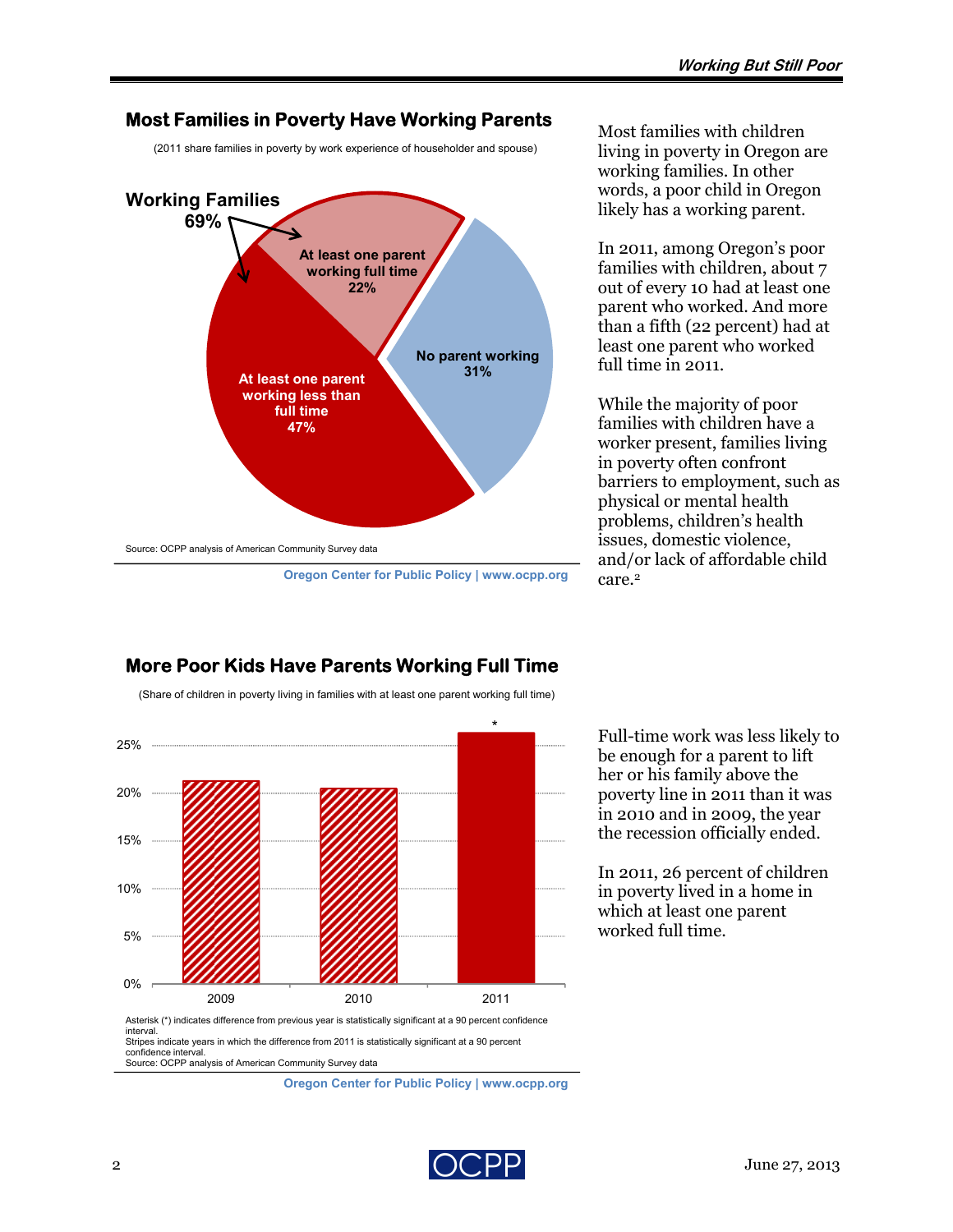## Most Families in Poverty Have Working Parents

(2011 share families in poverty by work experience of householder and spouse)

**Working Families 69%**

- At least one parent working full time 22%
- At least one parent working less than full time 47%
- No parent working 31%

Source: OCPP analysis of American Community Survey data

Oregon Center for Public Policy | www.ocpp.org

Most families with children living in poverty in Oregon are working families. In other words, a poor child in Oregon likely has a working parent.

In 2011, among Oregon's poor families with children, about 7 out of every 10 had at least one parent who worked. And more than a fifth (22 percent) had at least one parent who worked full time in 2011.

While the majority of poor families with children have a worker present, families living in poverty often confront barriers to employment, such as physical or mental health problems, children's health issues, domestic violence, and/or lack of affordable child care.[2]

## More Poor Kids Have Parents Working Full Time

(Share of children in poverty living in families with at least one parent working full time)

| Year | Share |
|---|---|
| 2009 | ~21% |
| 2010 | ~20.5% |
| 2011* | ~26% |

Asterisk (*) indicates difference from previous year is statistically significant at a 90 percent confidence interval.
Stripes indicate years in which the difference from 2011 is statistically significant at a 90 percent confidence interval.
Source: OCPP analysis of American Community Survey data

Oregon Center for Public Policy | www.ocpp.org

Full-time work was less likely to be enough for a parent to lift her or his family above the poverty line in 2011 than it was in 2010 and in 2009, the year the recession officially ended.

In 2011, 26 percent of children in poverty lived in a home in which at least one parent worked full time.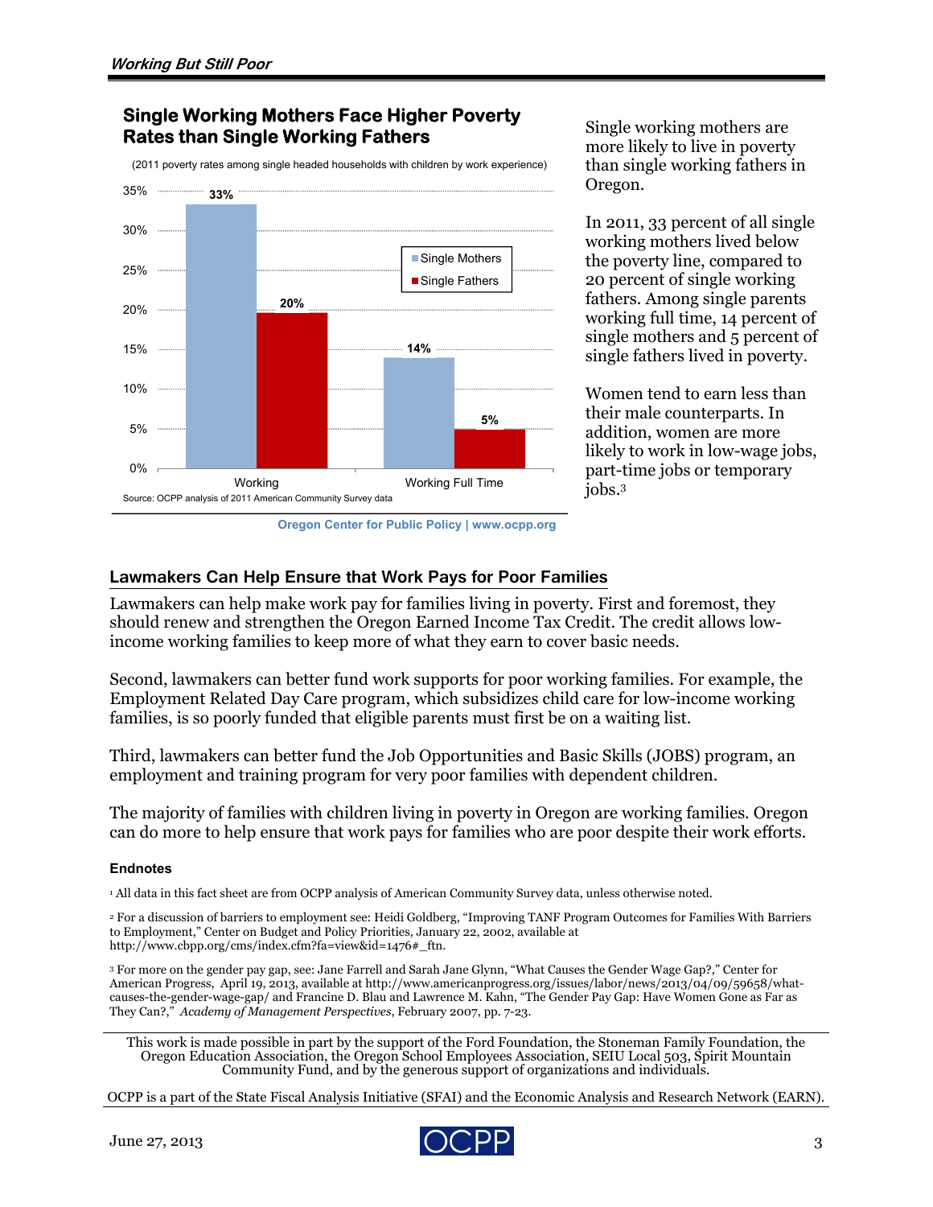### Single Working Mothers Face Higher Poverty Rates than Single Working Fathers

(2011 poverty rates among single headed households with children by work experience)

35%
30%
25%
20%
15%
10%
5%
0%

33%
20%
14%
5%

Single Mothers
Single Fathers

Working
Working Full Time

Source: OCPP analysis of 2011 American Community Survey data

Oregon Center for Public Policy | www.ocpp.org

Single working mothers are more likely to live in poverty than single working fathers in Oregon.

In 2011, 33 percent of all single working mothers lived below the poverty line, compared to 20 percent of single working fathers. Among single parents working full time, 14 percent of single mothers and 5 percent of single fathers lived in poverty.

Women tend to earn less than their male counterparts. In addition, women are more likely to work in low-wage jobs, part-time jobs or temporary jobs.[3]

## Lawmakers Can Help Ensure that Work Pays for Poor Families

Lawmakers can help make work pay for families living in poverty. First and foremost, they should renew and strengthen the Oregon Earned Income Tax Credit. The credit allows low-income working families to keep more of what they earn to cover basic needs.

Second, lawmakers can better fund work supports for poor working families. For example, the Employment Related Day Care program, which subsidizes child care for low-income working families, is so poorly funded that eligible parents must first be on a waiting list.

Third, lawmakers can better fund the Job Opportunities and Basic Skills (JOBS) program, an employment and training program for very poor families with dependent children.

The majority of families with children living in poverty in Oregon are working families. Oregon can do more to help ensure that work pays for families who are poor despite their work efforts.

#### Endnotes

[1] All data in this fact sheet are from OCPP analysis of American Community Survey data, unless otherwise noted.

[2] For a discussion of barriers to employment see: Heidi Goldberg, "Improving TANF Program Outcomes for Families With Barriers to Employment," Center on Budget and Policy Priorities, January 22, 2002, available at http://www.cbpp.org/cms/index.cfm?fa=view&id=1476#_ftn.

[3] For more on the gender pay gap, see: Jane Farrell and Sarah Jane Glynn, "What Causes the Gender Wage Gap?," Center for American Progress, April 19, 2013, available at http://www.americanprogress.org/issues/labor/news/2013/04/09/59658/what-causes-the-gender-wage-gap/ and Francine D. Blau and Lawrence M. Kahn, "The Gender Pay Gap: Have Women Gone as Far as They Can?," *Academy of Management Perspectives*, February 2007, pp. 7-23.

This work is made possible in part by the support of the Ford Foundation, the Stoneman Family Foundation, the Oregon Education Association, the Oregon School Employees Association, SEIU Local 503, Spirit Mountain Community Fund, and by the generous support of organizations and individuals.

OCPP is a part of the State Fiscal Analysis Initiative (SFAI) and the Economic Analysis and Research Network (EARN).

June 27, 2013

OCPP